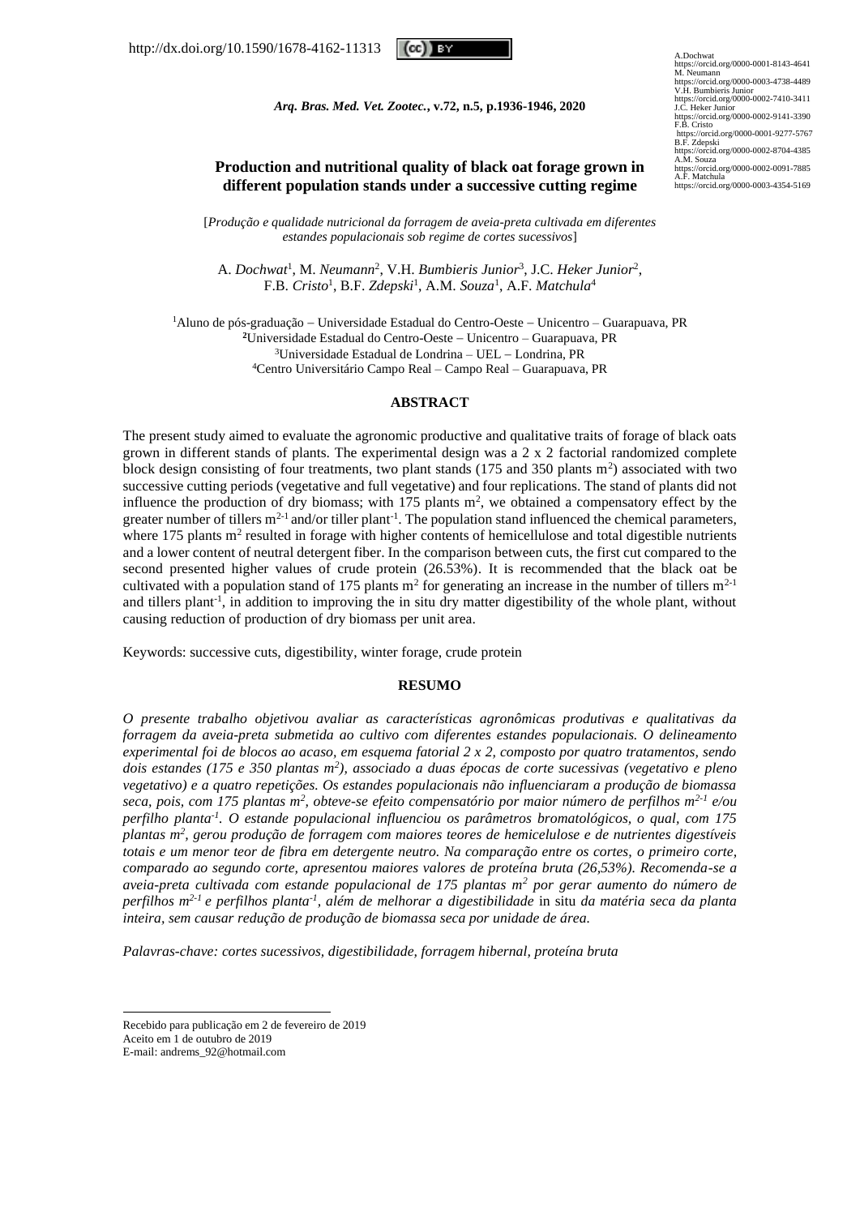http://dx.doi.org/10.1590/1678-4162-11313

A.Dochwat
https://orcid.org/0000-0001-8143-4641
M. Neumann
https://orcid.org/0000-0003-4738-4489
V.H. Bumbieris Junior
https://orcid.org/0000-0002-7410-3411
J.C. Heker Junior
https://orcid.org/0000-0002-9141-3390
F.B. Cristo
https://orcid.org/0000-0001-9277-5767
B.F. Zdepski
https://orcid.org/0000-0002-8704-4385
A.M. Souza
https://orcid.org/0000-0002-0091-7885
A.F. Matchula
https://orcid.org/0000-0003-4354-5169

*Arq. Bras. Med. Vet. Zootec.*, **v.72, n.5, p.1936-1946, 2020**

# Production and nutritional quality of black oat forage grown in different population stands under a successive cutting regime

[*Produção e qualidade nutricional da forragem de aveia-preta cultivada em diferentes estandes populacionais sob regime de cortes sucessivos*]

A. *Dochwat*[1], M. *Neumann*[2], V.H. *Bumbieris Junior*[3], J.C. *Heker Junior*[2], F.B. *Cristo*[1], B.F. *Zdepski*[1], A.M. *Souza*[1], A.F. *Matchula*[4]

[1]Aluno de pós-graduação − Universidade Estadual do Centro-Oeste − Unicentro − Guarapuava, PR
[2]Universidade Estadual do Centro-Oeste − Unicentro − Guarapuava, PR
[3]Universidade Estadual de Londrina − UEL − Londrina, PR
[4]Centro Universitário Campo Real – Campo Real – Guarapuava, PR

## ABSTRACT

The present study aimed to evaluate the agronomic productive and qualitative traits of forage of black oats grown in different stands of plants. The experimental design was a 2 x 2 factorial randomized complete block design consisting of four treatments, two plant stands (175 and 350 plants $m^2$) associated with two successive cutting periods (vegetative and full vegetative) and four replications. The stand of plants did not influence the production of dry biomass; with 175 plants $m^2$, we obtained a compensatory effect by the greater number of tillers $m^{2-1}$ and/or tiller plant$^{-1}$. The population stand influenced the chemical parameters, where 175 plants $m^2$ resulted in forage with higher contents of hemicellulose and total digestible nutrients and a lower content of neutral detergent fiber. In the comparison between cuts, the first cut compared to the second presented higher values of crude protein (26.53%). It is recommended that the black oat be cultivated with a population stand of 175 plants $m^2$ for generating an increase in the number of tillers $m^{2-1}$ and tillers plant$^{-1}$, in addition to improving the in situ dry matter digestibility of the whole plant, without causing reduction of production of dry biomass per unit area.

Keywords: successive cuts, digestibility, winter forage, crude protein

## RESUMO

*O presente trabalho objetivou avaliar as características agronômicas produtivas e qualitativas da forragem da aveia-preta submetida ao cultivo com diferentes estandes populacionais. O delineamento experimental foi de blocos ao acaso, em esquema fatorial 2 x 2, composto por quatro tratamentos, sendo dois estandes (175 e 350 plantas $m^2$), associado a duas épocas de corte sucessivas (vegetativo e pleno vegetativo) e a quatro repetições. Os estandes populacionais não influenciaram a produção de biomassa seca, pois, com 175 plantas $m^2$, obteve-se efeito compensatório por maior número de perfilhos $m^{2-1}$ e/ou perfilho planta$^{-1}$. O estande populacional influenciou os parâmetros bromatológicos, o qual, com 175 plantas $m^2$, gerou produção de forragem com maiores teores de hemicelulose e de nutrientes digestíveis totais e um menor teor de fibra em detergente neutro. Na comparação entre os cortes, o primeiro corte, comparado ao segundo corte, apresentou maiores valores de proteína bruta (26,53%). Recomenda-se a aveia-preta cultivada com estande populacional de 175 plantas $m^2$ por gerar aumento do número de perfilhos $m^{2-1}$ e perfilhos planta$^{-1}$, além de melhorar a digestibilidade* in situ *da matéria seca da planta inteira, sem causar redução de produção de biomassa seca por unidade de área.*

*Palavras-chave: cortes sucessivos, digestibilidade, forragem hibernal, proteína bruta*

---

Recebido para publicação em 2 de fevereiro de 2019
Aceito em 1 de outubro de 2019
E-mail: andrems_92@hotmail.com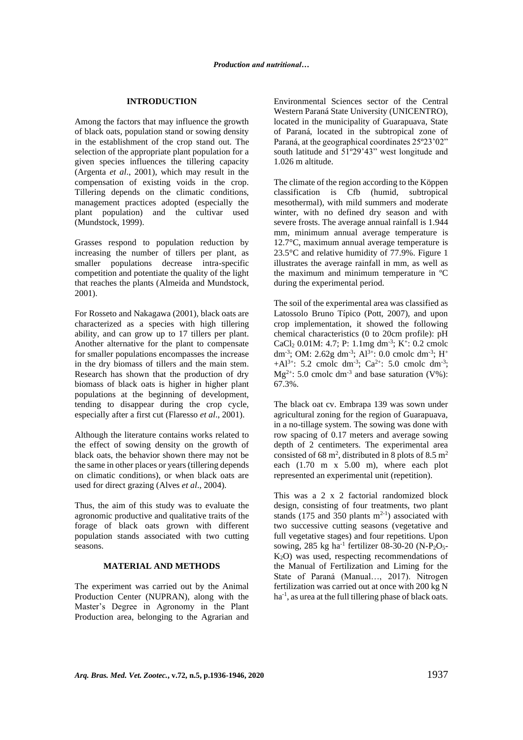## INTRODUCTION

Among the factors that may influence the growth of black oats, population stand or sowing density in the establishment of the crop stand out. The selection of the appropriate plant population for a given species influences the tillering capacity (Argenta *et al*., 2001), which may result in the compensation of existing voids in the crop. Tillering depends on the climatic conditions, management practices adopted (especially the plant population) and the cultivar used (Mundstock, 1999).

Grasses respond to population reduction by increasing the number of tillers per plant, as smaller populations decrease intra-specific competition and potentiate the quality of the light that reaches the plants (Almeida and Mundstock, 2001).

For Rosseto and Nakagawa (2001), black oats are characterized as a species with high tillering ability, and can grow up to 17 tillers per plant. Another alternative for the plant to compensate for smaller populations encompasses the increase in the dry biomass of tillers and the main stem. Research has shown that the production of dry biomass of black oats is higher in higher plant populations at the beginning of development, tending to disappear during the crop cycle, especially after a first cut (Flaresso *et al*., 2001).

Although the literature contains works related to the effect of sowing density on the growth of black oats, the behavior shown there may not be the same in other places or years (tillering depends on climatic conditions), or when black oats are used for direct grazing (Alves *et al*., 2004).

Thus, the aim of this study was to evaluate the agronomic productive and qualitative traits of the forage of black oats grown with different population stands associated with two cutting seasons.

## MATERIAL AND METHODS

The experiment was carried out by the Animal Production Center (NUPRAN), along with the Master's Degree in Agronomy in the Plant Production area, belonging to the Agrarian and Environmental Sciences sector of the Central Western Paraná State University (UNICENTRO), located in the municipality of Guarapuava, State of Paraná, located in the subtropical zone of Paraná, at the geographical coordinates 25º23'02" south latitude and 51º29'43" west longitude and 1.026 m altitude.

The climate of the region according to the Köppen classification is Cfb (humid, subtropical mesothermal), with mild summers and moderate winter, with no defined dry season and with severe frosts. The average annual rainfall is 1.944 mm, minimum annual average temperature is 12.7°C, maximum annual average temperature is 23.5°C and relative humidity of 77.9%. Figure 1 illustrates the average rainfall in mm, as well as the maximum and minimum temperature in ºC during the experimental period.

The soil of the experimental area was classified as Latossolo Bruno Típico (Pott, 2007), and upon crop implementation, it showed the following chemical characteristics (0 to 20cm profile): pH $CaCl_2$ 0.01M: 4.7; P: 1.1mg $dm^{-3}$; $K^+$: 0.2 cmolc $dm^{-3}$; OM: 2.62g $dm^{-3}$; $Al^{3+}$: 0.0 cmolc $dm^{-3}$; $H^+ + Al^{3+}$: 5.2 cmolc $dm^{-3}$; $Ca^{2+}$: 5.0 cmolc $dm^{-3}$; $Mg^{2+}$: 5.0 cmolc $dm^{-3}$ and base saturation (V%): 67.3%.

The black oat cv. Embrapa 139 was sown under agricultural zoning for the region of Guarapuava, in a no-tillage system. The sowing was done with row spacing of 0.17 meters and average sowing depth of 2 centimeters. The experimental area consisted of 68 $m^2$, distributed in 8 plots of 8.5 $m^2$ each (1.70 m x 5.00 m), where each plot represented an experimental unit (repetition).

This was a 2 x 2 factorial randomized block design, consisting of four treatments, two plant stands (175 and 350 plants $m^{2-1}$) associated with two successive cutting seasons (vegetative and full vegetative stages) and four repetitions. Upon sowing, 285 kg $ha^{-1}$ fertilizer 08-30-20 ($N$-$P_2O_5$-$K_2O$) was used, respecting recommendations of the Manual of Fertilization and Liming for the State of Paraná (Manual…, 2017). Nitrogen fertilization was carried out at once with 200 kg N $ha^{-1}$, as urea at the full tillering phase of black oats.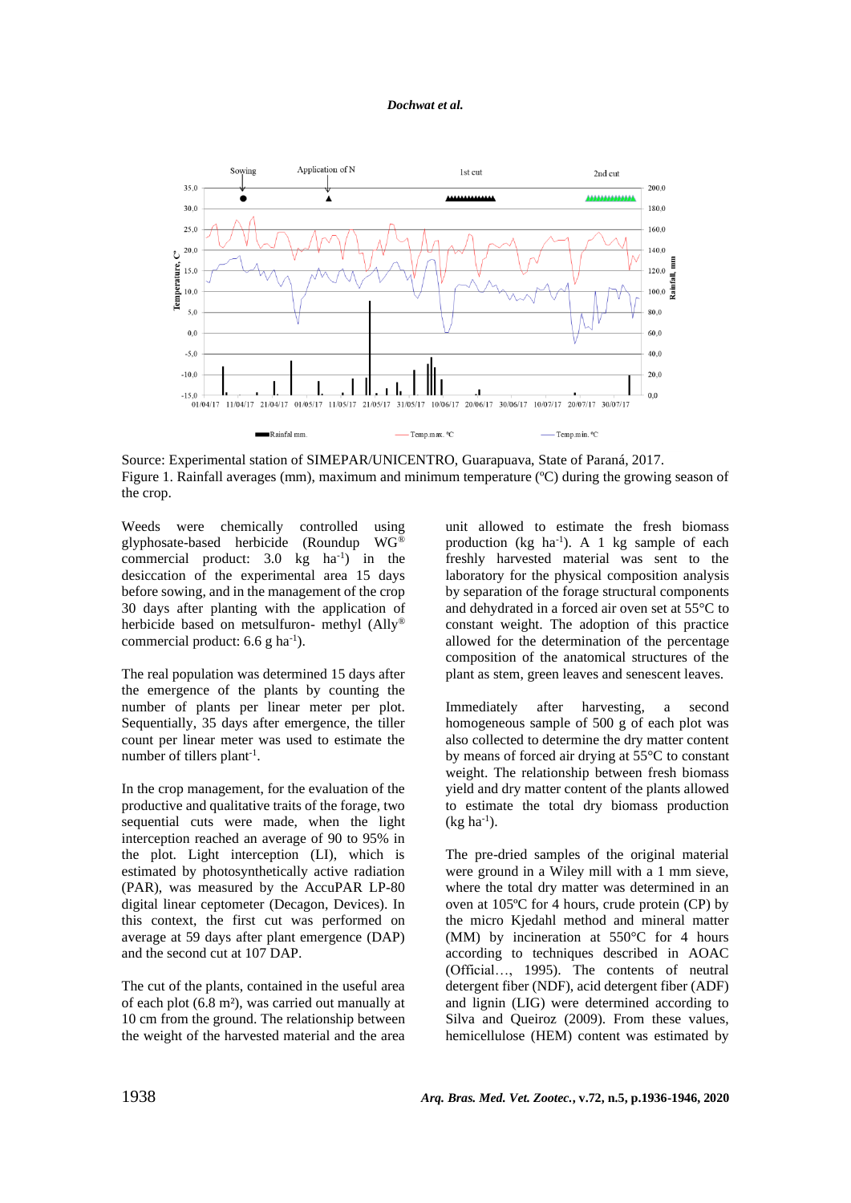Source: Experimental station of SIMEPAR/UNICENTRO, Guarapuava, State of Paraná, 2017.
Figure 1. Rainfall averages (mm), maximum and minimum temperature (ºC) during the growing season of the crop.

Weeds were chemically controlled using glyphosate-based herbicide (Roundup WG® commercial product: 3.0 kg ha$^{-1}$) in the desiccation of the experimental area 15 days before sowing, and in the management of the crop 30 days after planting with the application of herbicide based on metsulfuron- methyl (Ally® commercial product: 6.6 g ha$^{-1}$).

The real population was determined 15 days after the emergence of the plants by counting the number of plants per linear meter per plot. Sequentially, 35 days after emergence, the tiller count per linear meter was used to estimate the number of tillers plant$^{-1}$.

In the crop management, for the evaluation of the productive and qualitative traits of the forage, two sequential cuts were made, when the light interception reached an average of 90 to 95% in the plot. Light interception (LI), which is estimated by photosynthetically active radiation (PAR), was measured by the AccuPAR LP-80 digital linear ceptometer (Decagon, Devices). In this context, the first cut was performed on average at 59 days after plant emergence (DAP) and the second cut at 107 DAP.

The cut of the plants, contained in the useful area of each plot (6.8 m²), was carried out manually at 10 cm from the ground. The relationship between the weight of the harvested material and the area unit allowed to estimate the fresh biomass production (kg ha$^{-1}$). A 1 kg sample of each freshly harvested material was sent to the laboratory for the physical composition analysis by separation of the forage structural components and dehydrated in a forced air oven set at 55°C to constant weight. The adoption of this practice allowed for the determination of the percentage composition of the anatomical structures of the plant as stem, green leaves and senescent leaves.

Immediately after harvesting, a second homogeneous sample of 500 g of each plot was also collected to determine the dry matter content by means of forced air drying at 55°C to constant weight. The relationship between fresh biomass yield and dry matter content of the plants allowed to estimate the total dry biomass production (kg ha$^{-1}$).

The pre-dried samples of the original material were ground in a Wiley mill with a 1 mm sieve, where the total dry matter was determined in an oven at 105ºC for 4 hours, crude protein (CP) by the micro Kjedahl method and mineral matter (MM) by incineration at 550°C for 4 hours according to techniques described in AOAC (Official…, 1995). The contents of neutral detergent fiber (NDF), acid detergent fiber (ADF) and lignin (LIG) were determined according to Silva and Queiroz (2009). From these values, hemicellulose (HEM) content was estimated by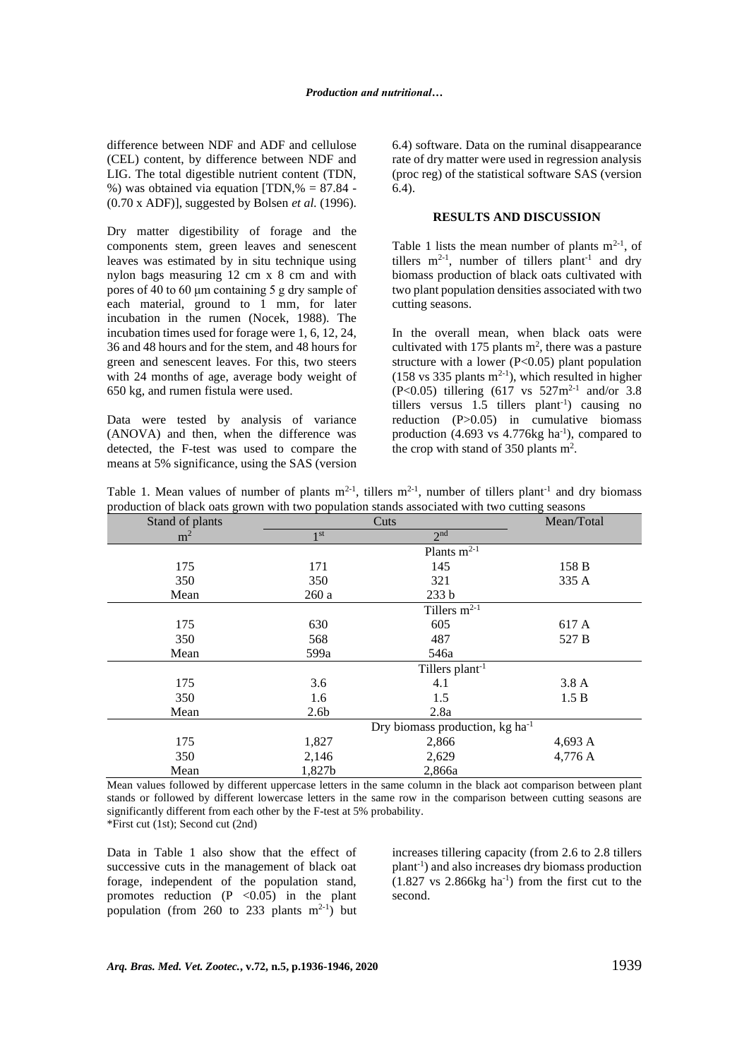difference between NDF and ADF and cellulose (CEL) content, by difference between NDF and LIG. The total digestible nutrient content (TDN, %) was obtained via equation [TDN,% = 87.84 - (0.70 x ADF)], suggested by Bolsen *et al.* (1996).

Dry matter digestibility of forage and the components stem, green leaves and senescent leaves was estimated by in situ technique using nylon bags measuring 12 cm x 8 cm and with pores of 40 to 60 μm containing 5 g dry sample of each material, ground to 1 mm, for later incubation in the rumen (Nocek, 1988). The incubation times used for forage were 1, 6, 12, 24, 36 and 48 hours and for the stem, and 48 hours for green and senescent leaves. For this, two steers with 24 months of age, average body weight of 650 kg, and rumen fistula were used.

Data were tested by analysis of variance (ANOVA) and then, when the difference was detected, the F-test was used to compare the means at 5% significance, using the SAS (version 6.4) software. Data on the ruminal disappearance rate of dry matter were used in regression analysis (proc reg) of the statistical software SAS (version 6.4).

## RESULTS AND DISCUSSION

Table 1 lists the mean number of plants $m^{2-1}$, of tillers $m^{2-1}$, number of tillers plant$^{-1}$ and dry biomass production of black oats cultivated with two plant population densities associated with two cutting seasons.

In the overall mean, when black oats were cultivated with 175 plants $m^2$, there was a pasture structure with a lower ($P<0.05$) plant population (158 vs 335 plants $m^{2-1}$), which resulted in higher ($P<0.05$) tillering (617 vs 527$m^{2-1}$ and/or 3.8 tillers versus 1.5 tillers plant$^{-1}$) causing no reduction ($P>0.05$) in cumulative biomass production (4.693 vs 4.776kg ha$^{-1}$), compared to the crop with stand of 350 plants $m^2$.

Table 1. Mean values of number of plants $m^{2-1}$, tillers $m^{2-1}$, number of tillers plant$^{-1}$ and dry biomass production of black oats grown with two population stands associated with two cutting seasons

| Stand of plants $m^2$ | Cuts | | Mean/Total |
|---|---|---|---|
| | 1$^{st}$ | 2$^{nd}$ | |
| | | Plants $m^{2-1}$ | |
| 175 | 171 | 145 | 158 B |
| 350 | 350 | 321 | 335 A |
| Mean | 260 a | 233 b | |
| | | Tillers $m^{2-1}$ | |
| 175 | 630 | 605 | 617 A |
| 350 | 568 | 487 | 527 B |
| Mean | 599a | 546a | |
| | | Tillers plant$^{-1}$ | |
| 175 | 3.6 | 4.1 | 3.8 A |
| 350 | 1.6 | 1.5 | 1.5 B |
| Mean | 2.6b | 2.8a | |
| | | Dry biomass production, kg ha$^{-1}$ | |
| 175 | 1,827 | 2,866 | 4,693 A |
| 350 | 2,146 | 2,629 | 4,776 A |
| Mean | 1,827b | 2,866a | |

Mean values followed by different uppercase letters in the same column in the black aot comparison between plant stands or followed by different lowercase letters in the same row in the comparison between cutting seasons are significantly different from each other by the F-test at 5% probability.
*First cut (1st); Second cut (2nd)

Data in Table 1 also show that the effect of successive cuts in the management of black oat forage, independent of the population stand, promotes reduction ($P<0.05$) in the plant population (from 260 to 233 plants $m^{2-1}$) but increases tillering capacity (from 2.6 to 2.8 tillers plant$^{-1}$) and also increases dry biomass production (1.827 vs 2.866kg ha$^{-1}$) from the first cut to the second.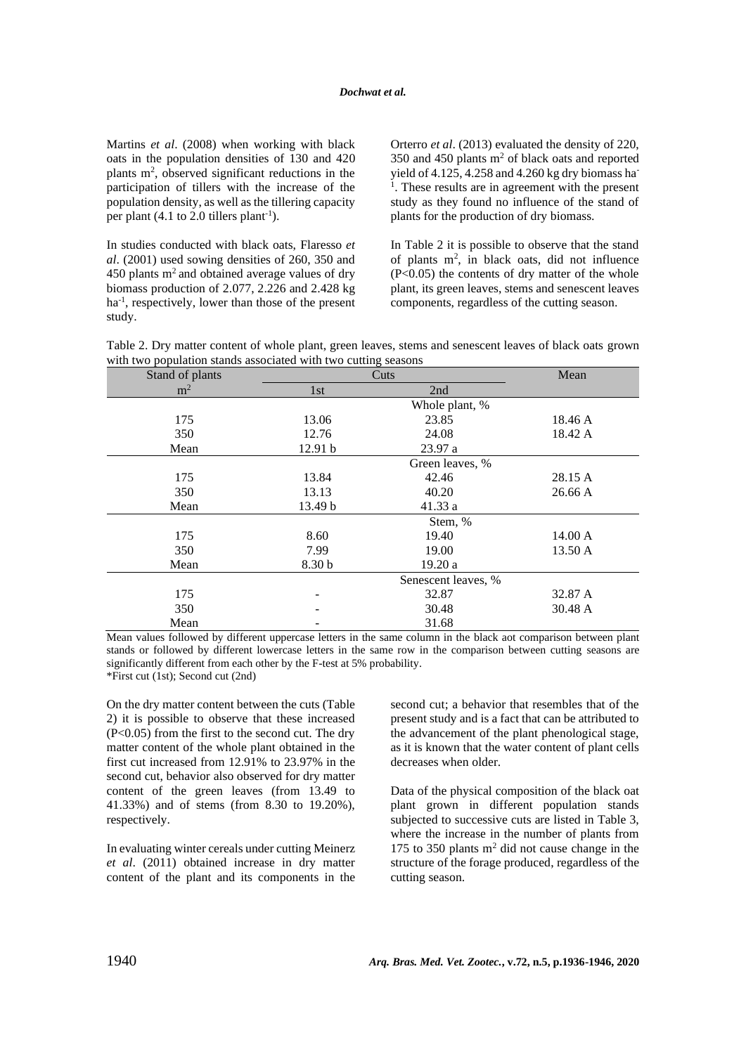Martins *et al*. (2008) when working with black oats in the population densities of 130 and 420 plants $m^2$, observed significant reductions in the participation of tillers with the increase of the population density, as well as the tillering capacity per plant (4.1 to 2.0 tillers $plant^{-1}$).

In studies conducted with black oats, Flaresso *et al*. (2001) used sowing densities of 260, 350 and 450 plants $m^2$ and obtained average values of dry biomass production of 2.077, 2.226 and 2.428 kg $ha^{-1}$, respectively, lower than those of the present study.

Orterro *et al*. (2013) evaluated the density of 220, 350 and 450 plants $m^2$ of black oats and reported yield of 4.125, 4.258 and 4.260 kg dry biomass $ha^{-1}$. These results are in agreement with the present study as they found no influence of the stand of plants for the production of dry biomass.

In Table 2 it is possible to observe that the stand of plants $m^2$, in black oats, did not influence ($P<0.05$) the contents of dry matter of the whole plant, its green leaves, stems and senescent leaves components, regardless of the cutting season.

Table 2. Dry matter content of whole plant, green leaves, stems and senescent leaves of black oats grown with two population stands associated with two cutting seasons

| Stand of plants $m^2$ | Cuts | | Mean |
|---|---|---|---|
| | 1st | 2nd | |
| | | Whole plant, % | |
| 175 | 13.06 | 23.85 | 18.46 A |
| 350 | 12.76 | 24.08 | 18.42 A |
| Mean | 12.91 b | 23.97 a | |
| | | Green leaves, % | |
| 175 | 13.84 | 42.46 | 28.15 A |
| 350 | 13.13 | 40.20 | 26.66 A |
| Mean | 13.49 b | 41.33 a | |
| | | Stem, % | |
| 175 | 8.60 | 19.40 | 14.00 A |
| 350 | 7.99 | 19.00 | 13.50 A |
| Mean | 8.30 b | 19.20 a | |
| | | Senescent leaves, % | |
| 175 | - | 32.87 | 32.87 A |
| 350 | - | 30.48 | 30.48 A |
| Mean | - | 31.68 | |

Mean values followed by different uppercase letters in the same column in the black aot comparison between plant stands or followed by different lowercase letters in the same row in the comparison between cutting seasons are significantly different from each other by the F-test at 5% probability.
*First cut (1st); Second cut (2nd)

On the dry matter content between the cuts (Table 2) it is possible to observe that these increased ($P<0.05$) from the first to the second cut. The dry matter content of the whole plant obtained in the first cut increased from 12.91% to 23.97% in the second cut, behavior also observed for dry matter content of the green leaves (from 13.49 to 41.33%) and of stems (from 8.30 to 19.20%), respectively.

In evaluating winter cereals under cutting Meinerz *et al*. (2011) obtained increase in dry matter content of the plant and its components in the second cut; a behavior that resembles that of the present study and is a fact that can be attributed to the advancement of the plant phenological stage, as it is known that the water content of plant cells decreases when older.

Data of the physical composition of the black oat plant grown in different population stands subjected to successive cuts are listed in Table 3, where the increase in the number of plants from 175 to 350 plants $m^2$ did not cause change in the structure of the forage produced, regardless of the cutting season.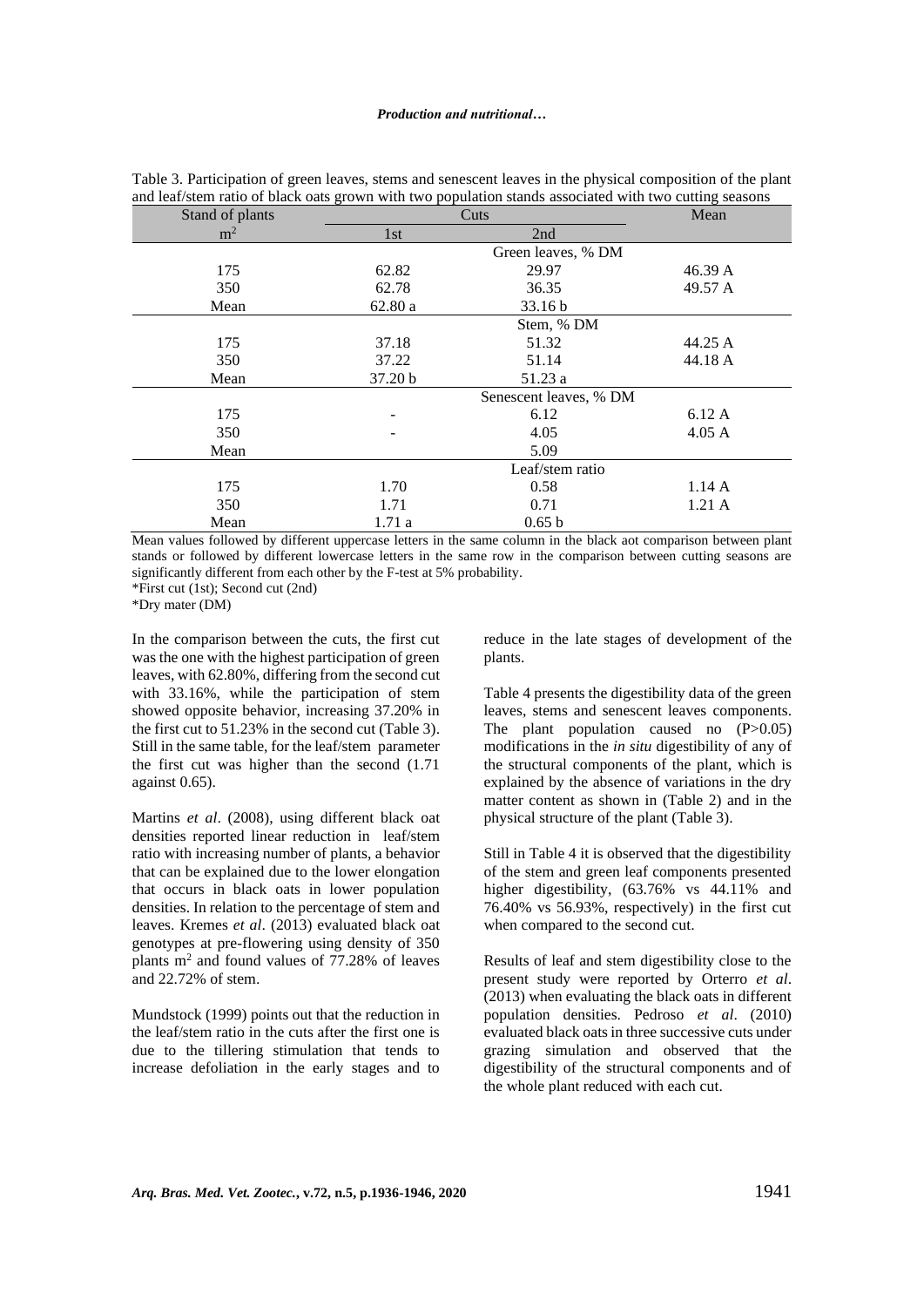Table 3. Participation of green leaves, stems and senescent leaves in the physical composition of the plant and leaf/stem ratio of black oats grown with two population stands associated with two cutting seasons

| Stand of plants | Cuts | | Mean |
|---|---|---|---|
| $m^2$ | 1st | 2nd | |
| | | Green leaves, % DM | |
| 175 | 62.82 | 29.97 | 46.39 A |
| 350 | 62.78 | 36.35 | 49.57 A |
| Mean | 62.80 a | 33.16 b | |
| | | Stem, % DM | |
| 175 | 37.18 | 51.32 | 44.25 A |
| 350 | 37.22 | 51.14 | 44.18 A |
| Mean | 37.20 b | 51.23 a | |
| | | Senescent leaves, % DM | |
| 175 | - | 6.12 | 6.12 A |
| 350 | - | 4.05 | 4.05 A |
| Mean | | 5.09 | |
| | | Leaf/stem ratio | |
| 175 | 1.70 | 0.58 | 1.14 A |
| 350 | 1.71 | 0.71 | 1.21 A |
| Mean | 1.71 a | 0.65 b | |

Mean values followed by different uppercase letters in the same column in the black aot comparison between plant stands or followed by different lowercase letters in the same row in the comparison between cutting seasons are significantly different from each other by the F-test at 5% probability.
*First cut (1st); Second cut (2nd)
*Dry mater (DM)

In the comparison between the cuts, the first cut was the one with the highest participation of green leaves, with 62.80%, differing from the second cut with 33.16%, while the participation of stem showed opposite behavior, increasing 37.20% in the first cut to 51.23% in the second cut (Table 3). Still in the same table, for the leaf/stem parameter the first cut was higher than the second (1.71 against 0.65).

Martins *et al*. (2008), using different black oat densities reported linear reduction in leaf/stem ratio with increasing number of plants, a behavior that can be explained due to the lower elongation that occurs in black oats in lower population densities. In relation to the percentage of stem and leaves. Kremes *et al*. (2013) evaluated black oat genotypes at pre-flowering using density of 350 plants $m^2$ and found values of 77.28% of leaves and 22.72% of stem.

Mundstock (1999) points out that the reduction in the leaf/stem ratio in the cuts after the first one is due to the tillering stimulation that tends to increase defoliation in the early stages and to reduce in the late stages of development of the plants.

Table 4 presents the digestibility data of the green leaves, stems and senescent leaves components. The plant population caused no ($P>0.05$) modifications in the *in situ* digestibility of any of the structural components of the plant, which is explained by the absence of variations in the dry matter content as shown in (Table 2) and in the physical structure of the plant (Table 3).

Still in Table 4 it is observed that the digestibility of the stem and green leaf components presented higher digestibility, (63.76% vs 44.11% and 76.40% vs 56.93%, respectively) in the first cut when compared to the second cut.

Results of leaf and stem digestibility close to the present study were reported by Orterro *et al*. (2013) when evaluating the black oats in different population densities. Pedroso *et al*. (2010) evaluated black oats in three successive cuts under grazing simulation and observed that the digestibility of the structural components and of the whole plant reduced with each cut.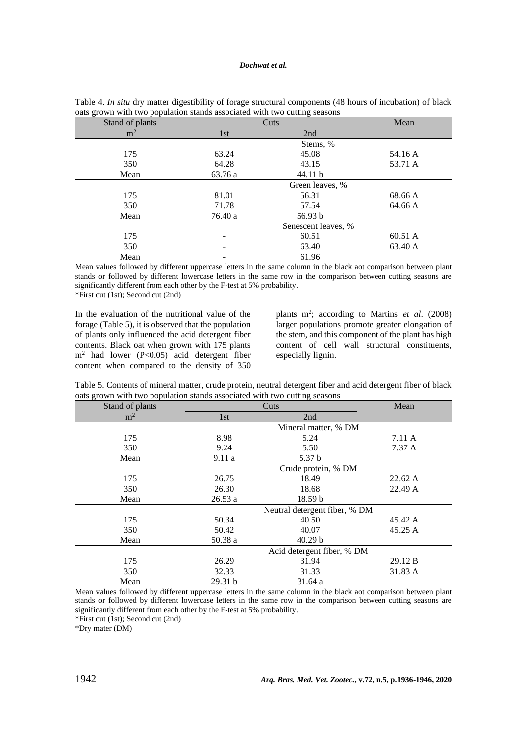Table 4. *In situ* dry matter digestibility of forage structural components (48 hours of incubation) of black oats grown with two population stands associated with two cutting seasons

| Stand of plants | Cuts | | Mean |
|---|---|---|---|
| $m^2$ | 1st | 2nd | |
| | | Stems, % | |
| 175 | 63.24 | 45.08 | 54.16 A |
| 350 | 64.28 | 43.15 | 53.71 A |
| Mean | 63.76 a | 44.11 b | |
| | | Green leaves, % | |
| 175 | 81.01 | 56.31 | 68.66 A |
| 350 | 71.78 | 57.54 | 64.66 A |
| Mean | 76.40 a | 56.93 b | |
| | | Senescent leaves, % | |
| 175 | - | 60.51 | 60.51 A |
| 350 | - | 63.40 | 63.40 A |
| Mean | - | 61.96 | |

Mean values followed by different uppercase letters in the same column in the black aot comparison between plant stands or followed by different lowercase letters in the same row in the comparison between cutting seasons are significantly different from each other by the F-test at 5% probability.
*First cut (1st); Second cut (2nd)

In the evaluation of the nutritional value of the forage (Table 5), it is observed that the population of plants only influenced the acid detergent fiber contents. Black oat when grown with 175 plants $m^2$ had lower ($P<0.05$) acid detergent fiber content when compared to the density of 350 plants $m^2$; according to Martins *et al*. (2008) larger populations promote greater elongation of the stem, and this component of the plant has high content of cell wall structural constituents, especially lignin.

Table 5. Contents of mineral matter, crude protein, neutral detergent fiber and acid detergent fiber of black oats grown with two population stands associated with two cutting seasons

| Stand of plants | Cuts | | Mean |
|---|---|---|---|
| $m^2$ | 1st | 2nd | |
| | | Mineral matter, % DM | |
| 175 | 8.98 | 5.24 | 7.11 A |
| 350 | 9.24 | 5.50 | 7.37 A |
| Mean | 9.11 a | 5.37 b | |
| | | Crude protein, % DM | |
| 175 | 26.75 | 18.49 | 22.62 A |
| 350 | 26.30 | 18.68 | 22.49 A |
| Mean | 26.53 a | 18.59 b | |
| | | Neutral detergent fiber, % DM | |
| 175 | 50.34 | 40.50 | 45.42 A |
| 350 | 50.42 | 40.07 | 45.25 A |
| Mean | 50.38 a | 40.29 b | |
| | | Acid detergent fiber, % DM | |
| 175 | 26.29 | 31.94 | 29.12 B |
| 350 | 32.33 | 31.33 | 31.83 A |
| Mean | 29.31 b | 31.64 a | |

Mean values followed by different uppercase letters in the same column in the black aot comparison between plant stands or followed by different lowercase letters in the same row in the comparison between cutting seasons are significantly different from each other by the F-test at 5% probability.
*First cut (1st); Second cut (2nd)
*Dry mater (DM)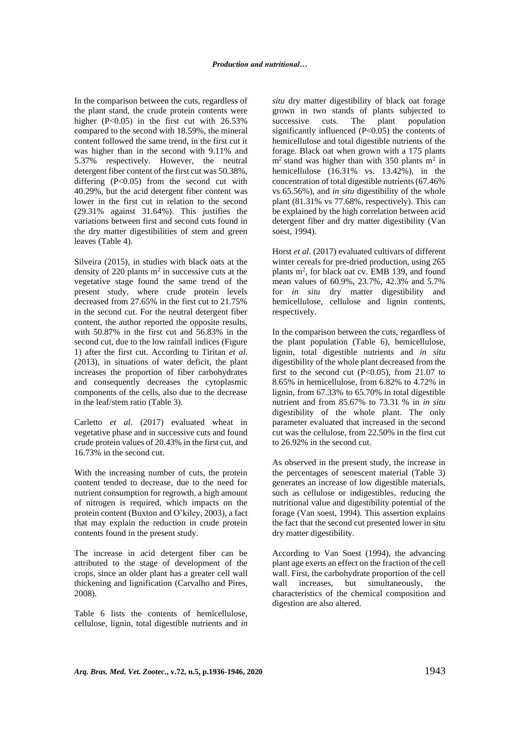In the comparison between the cuts, regardless of the plant stand, the crude protein contents were higher ($P<0.05$) in the first cut with 26.53% compared to the second with 18.59%, the mineral content followed the same trend, in the first cut it was higher than in the second with 9.11% and 5.37% respectively. However, the neutral detergent fiber content of the first cut was 50.38%, differing ($P<0.05$) from the second cut with 40.29%, but the acid detergent fiber content was lower in the first cut in relation to the second (29.31% against 31.64%). This justifies the variations between first and second cuts found in the dry matter digestibilities of stem and green leaves (Table 4).

Silveira (2015), in studies with black oats at the density of 220 plants $m^2$ in successive cuts at the vegetative stage found the same trend of the present study, where crude protein levels decreased from 27.65% in the first cut to 21.75% in the second cut. For the neutral detergent fiber content, the author reported the opposite results, with 50.87% in the first cut and 56.83% in the second cut, due to the low rainfall indices (Figure 1) after the first cut. According to Tiritan *et al*. (2013), in situations of water deficit, the plant increases the proportion of fiber carbohydrates and consequently decreases the cytoplasmic components of the cells, also due to the decrease in the leaf/stem ratio (Table 3).

Carletto *et al*. (2017) evaluated wheat in vegetative phase and in successive cuts and found crude protein values of 20.43% in the first cut, and 16.73% in the second cut.

With the increasing number of cuts, the protein content tended to decrease, due to the need for nutrient consumption for regrowth, a high amount of nitrogen is required, which impacts on the protein content (Buxton and O'kiley, 2003), a fact that may explain the reduction in crude protein contents found in the present study.

The increase in acid detergent fiber can be attributed to the stage of development of the crops, since an older plant has a greater cell wall thickening and lignification (Carvalho and Pires, 2008).

Table 6 lists the contents of hemicellulose, cellulose, lignin, total digestible nutrients and *in situ* dry matter digestibility of black oat forage grown in two stands of plants subjected to successive cuts. The plant population significantly influenced ($P<0.05$) the contents of hemicellulose and total digestible nutrients of the forage. Black oat when grown with a 175 plants $m^2$ stand was higher than with 350 plants $m^2$ in hemicellulose (16.31% vs. 13.42%), in the concentration of total digestible nutrients (67.46% vs 65.56%), and *in situ* digestibility of the whole plant (81.31% vs 77.68%, respectively). This can be explained by the high correlation between acid detergent fiber and dry matter digestibility (Van soest, 1994).

Horst *et al*. (2017) evaluated cultivars of different winter cereals for pre-dried production, using 265 plants $m^2$, for black oat cv. EMB 139, and found mean values of 60.9%, 23.7%, 42.3% and 5.7% for *in situ* dry matter digestibility and hemicellulose, cellulose and lignin contents, respectively.

In the comparison between the cuts, regardless of the plant population (Table 6), hemicellulose, lignin, total digestible nutrients and *in situ* digestibility of the whole plant decreased from the first to the second cut ($P<0.05$), from 21.07 to 8.65% in hemicellulose, from 6.82% to 4.72% in lignin, from 67.33% to 65.70% in total digestible nutrient and from 85.67% to 73.31 % in *in situ* digestibility of the whole plant. The only parameter evaluated that increased in the second cut was the cellulose, from 22.50% in the first cut to 26.92% in the second cut.

As observed in the present study, the increase in the percentages of senescent material (Table 3) generates an increase of low digestible materials, such as cellulose or indigestibles, reducing the nutritional value and digestibility potential of the forage (Van soest, 1994). This assertion explains the fact that the second cut presented lower in situ dry matter digestibility.

According to Van Soest (1994), the advancing plant age exerts an effect on the fraction of the cell wall. First, the carbohydrate proportion of the cell wall increases, but simultaneously, the characteristics of the chemical composition and digestion are also altered.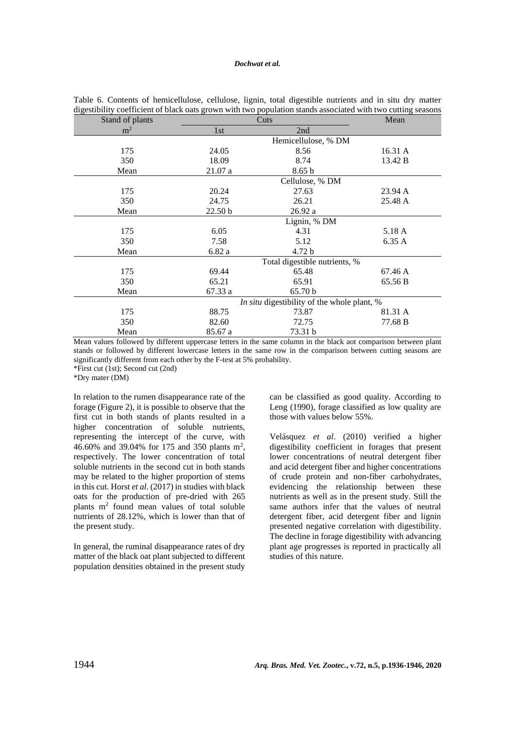Table 6. Contents of hemicellulose, cellulose, lignin, total digestible nutrients and in situ dry matter digestibility coefficient of black oats grown with two population stands associated with two cutting seasons

| Stand of plants | Cuts | | Mean |
|---|---|---|---|
| $m^2$ | 1st | 2nd | |
| | Hemicellulose, % DM | | |
| 175 | 24.05 | 8.56 | 16.31 A |
| 350 | 18.09 | 8.74 | 13.42 B |
| Mean | 21.07 a | 8.65 b | |
| | Cellulose, % DM | | |
| 175 | 20.24 | 27.63 | 23.94 A |
| 350 | 24.75 | 26.21 | 25.48 A |
| Mean | 22.50 b | 26.92 a | |
| | Lignin, % DM | | |
| 175 | 6.05 | 4.31 | 5.18 A |
| 350 | 7.58 | 5.12 | 6.35 A |
| Mean | 6.82 a | 4.72 b | |
| | Total digestible nutrients, % | | |
| 175 | 69.44 | 65.48 | 67.46 A |
| 350 | 65.21 | 65.91 | 65.56 B |
| Mean | 67.33 a | 65.70 b | |
| | *In situ* digestibility of the whole plant, % | | |
| 175 | 88.75 | 73.87 | 81.31 A |
| 350 | 82.60 | 72.75 | 77.68 B |
| Mean | 85.67 a | 73.31 b | |

Mean values followed by different uppercase letters in the same column in the black aot comparison between plant stands or followed by different lowercase letters in the same row in the comparison between cutting seasons are significantly different from each other by the F-test at 5% probability.
*First cut (1st); Second cut (2nd)
*Dry mater (DM)

In relation to the rumen disappearance rate of the forage (Figure 2), it is possible to observe that the first cut in both stands of plants resulted in a higher concentration of soluble nutrients, representing the intercept of the curve, with 46.60% and 39.04% for 175 and 350 plants $m^2$, respectively. The lower concentration of total soluble nutrients in the second cut in both stands may be related to the higher proportion of stems in this cut. Horst *et al*. (2017) in studies with black oats for the production of pre-dried with 265 plants $m^2$ found mean values of total soluble nutrients of 28.12%, which is lower than that of the present study.

In general, the ruminal disappearance rates of dry matter of the black oat plant subjected to different population densities obtained in the present study can be classified as good quality. According to Leng (1990), forage classified as low quality are those with values below 55%.

Velásquez *et al*. (2010) verified a higher digestibility coefficient in forages that present lower concentrations of neutral detergent fiber and acid detergent fiber and higher concentrations of crude protein and non-fiber carbohydrates, evidencing the relationship between these nutrients as well as in the present study. Still the same authors infer that the values of neutral detergent fiber, acid detergent fiber and lignin presented negative correlation with digestibility. The decline in forage digestibility with advancing plant age progresses is reported in practically all studies of this nature.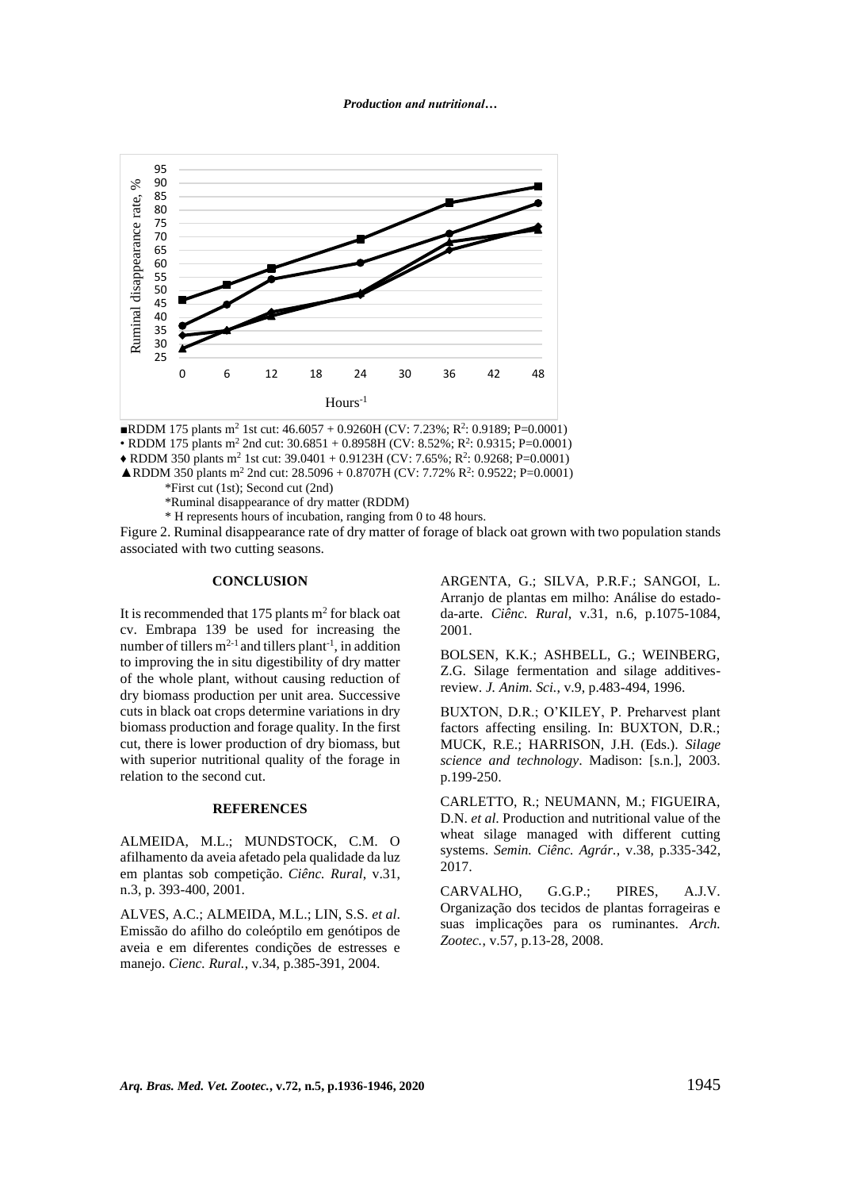■RDDM 175 plants m$^2$ 1st cut: 46.6057 + 0.9260H (CV: 7.23%; $R^2$: 0.9189; P=0.0001)

• RDDM 175 plants m$^2$ 2nd cut: 30.6851 + 0.8958H (CV: 8.52%; $R^2$: 0.9315; P=0.0001)

♦ RDDM 350 plants m$^2$ 1st cut: 39.0401 + 0.9123H (CV: 7.65%; $R^2$: 0.9268; P=0.0001)

▲RDDM 350 plants m$^2$ 2nd cut: 28.5096 + 0.8707H (CV: 7.72% $R^2$: 0.9522; P=0.0001)

*First cut (1st); Second cut (2nd)

*Ruminal disappearance of dry matter (RDDM)

* H represents hours of incubation, ranging from 0 to 48 hours.

Figure 2. Ruminal disappearance rate of dry matter of forage of black oat grown with two population stands associated with two cutting seasons.

## CONCLUSION

It is recommended that 175 plants m$^2$ for black oat cv. Embrapa 139 be used for increasing the number of tillers m$^{2-1}$ and tillers plant$^{-1}$, in addition to improving the in situ digestibility of dry matter of the whole plant, without causing reduction of dry biomass production per unit area. Successive cuts in black oat crops determine variations in dry biomass production and forage quality. In the first cut, there is lower production of dry biomass, but with superior nutritional quality of the forage in relation to the second cut.

## REFERENCES

ALMEIDA, M.L.; MUNDSTOCK, C.M. O afilhamento da aveia afetado pela qualidade da luz em plantas sob competição. *Ciênc. Rural*, v.31, n.3, p. 393-400, 2001.

ALVES, A.C.; ALMEIDA, M.L.; LIN, S.S. *et al*. Emissão do afilho do coleóptilo em genótipos de aveia e em diferentes condições de estresses e manejo. *Cienc. Rural.*, v.34, p.385-391, 2004.

ARGENTA, G.; SILVA, P.R.F.; SANGOI, L. Arranjo de plantas em milho: Análise do estado-da-arte. *Ciênc. Rural*, v.31, n.6, p.1075-1084, 2001.

BOLSEN, K.K.; ASHBELL, G.; WEINBERG, Z.G. Silage fermentation and silage additives-review. *J. Anim. Sci.*, v.9, p.483-494, 1996.

BUXTON, D.R.; O'KILEY, P. Preharvest plant factors affecting ensiling. In: BUXTON, D.R.; MUCK, R.E.; HARRISON, J.H. (Eds.). *Silage science and technology*. Madison: [s.n.], 2003. p.199-250.

CARLETTO, R.; NEUMANN, M.; FIGUEIRA, D.N. *et al*. Production and nutritional value of the wheat silage managed with different cutting systems. *Semin. Ciênc. Agrár.*, v.38, p.335-342, 2017.

CARVALHO, G.G.P.; PIRES, A.J.V. Organização dos tecidos de plantas forrageiras e suas implicações para os ruminantes. *Arch. Zootec.*, v.57, p.13-28, 2008.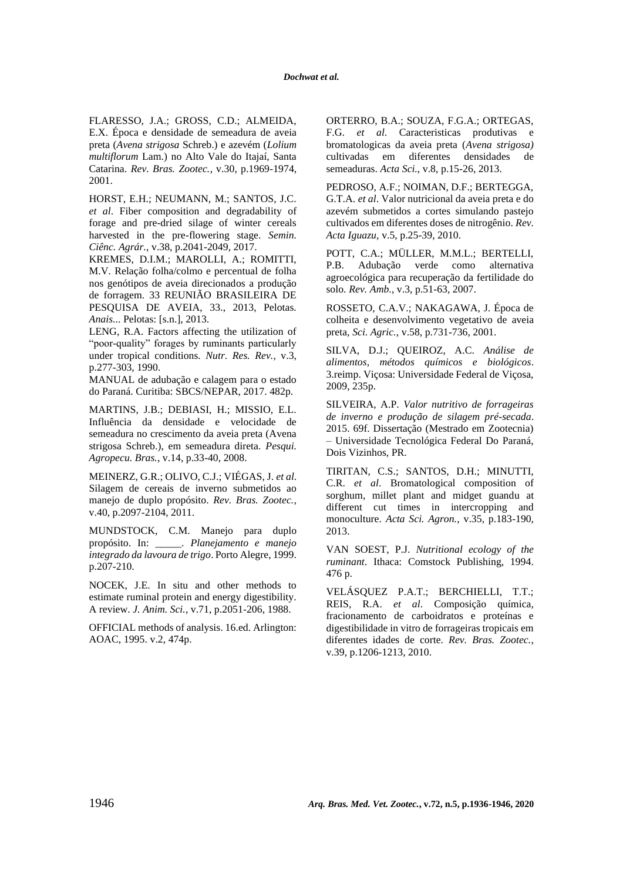FLARESSO, J.A.; GROSS, C.D.; ALMEIDA, E.X. Época e densidade de semeadura de aveia preta (*Avena strigosa* Schreb.) e azevém (*Lolium multiflorum* Lam.) no Alto Vale do Itajaí, Santa Catarina. *Rev. Bras. Zootec.*, v.30, p.1969-1974, 2001.

HORST, E.H.; NEUMANN, M.; SANTOS, J.C. *et al*. Fiber composition and degradability of forage and pre-dried silage of winter cereals harvested in the pre-flowering stage. *Semin. Ciênc. Agrár.*, v.38, p.2041-2049, 2017.

KREMES, D.I.M.; MAROLLI, A.; ROMITTI, M.V. Relação folha/colmo e percentual de folha nos genótipos de aveia direcionados a produção de forragem. 33 REUNIÃO BRASILEIRA DE PESQUISA DE AVEIA, 33., 2013, Pelotas. *Anais*... Pelotas: [s.n.], 2013.

LENG, R.A. Factors affecting the utilization of "poor-quality" forages by ruminants particularly under tropical conditions. *Nutr. Res. Rev.*, v.3, p.277-303, 1990.

MANUAL de adubação e calagem para o estado do Paraná. Curitiba: SBCS/NEPAR, 2017. 482p.

MARTINS, J.B.; DEBIASI, H.; MISSIO, E.L. Influência da densidade e velocidade de semeadura no crescimento da aveia preta (Avena strigosa Schreb.), em semeadura direta. *Pesqui. Agropecu. Bras.*, v.14, p.33-40, 2008.

MEINERZ, G.R.; OLIVO, C.J.; VIÉGAS, J. *et al.* Silagem de cereais de inverno submetidos ao manejo de duplo propósito. *Rev. Bras. Zootec.*, v.40, p.2097-2104, 2011.

MUNDSTOCK, C.M. Manejo para duplo propósito. In: _____. *Planejamento e manejo integrado da lavoura de trigo*. Porto Alegre, 1999. p.207-210.

NOCEK, J.E. In situ and other methods to estimate ruminal protein and energy digestibility. A review. *J. Anim. Sci.*, v.71, p.2051-206, 1988.

OFFICIAL methods of analysis. 16.ed. Arlington: AOAC, 1995. v.2, 474p.

ORTERRO, B.A.; SOUZA, F.G.A.; ORTEGAS, F.G. *et al.* Caracteristicas produtivas e bromatologicas da aveia preta (*Avena strigosa)* cultivadas em diferentes densidades de semeaduras. *Acta Sci.*, v.8, p.15-26, 2013.

PEDROSO, A.F.; NOIMAN, D.F.; BERTEGGA, G.T.A. *et al*. Valor nutricional da aveia preta e do azevém submetidos a cortes simulando pastejo cultivados em diferentes doses de nitrogênio. *Rev. Acta Iguazu*, v.5, p.25-39, 2010.

POTT, C.A.; MÜLLER, M.M.L.; BERTELLI, P.B. Adubação verde como alternativa agroecológica para recuperação da fertilidade do solo. *Rev. Amb.*, v.3, p.51-63, 2007.

ROSSETO, C.A.V.; NAKAGAWA, J. Época de colheita e desenvolvimento vegetativo de aveia preta, *Sci. Agric.*, v.58, p.731-736, 2001.

SILVA, D.J.; QUEIROZ, A.C. *Análise de alimentos, métodos químicos e biológicos*. 3.reimp. Viçosa: Universidade Federal de Viçosa, 2009, 235p.

SILVEIRA, A.P. *Valor nutritivo de forrageiras de inverno e produção de silagem pré-secada*. 2015. 69f. Dissertação (Mestrado em Zootecnia) – Universidade Tecnológica Federal Do Paraná, Dois Vizinhos, PR.

TIRITAN, C.S.; SANTOS, D.H.; MINUTTI, C.R. *et al*. Bromatological composition of sorghum, millet plant and midget guandu at different cut times in intercropping and monoculture. *Acta Sci. Agron.*, v.35, p.183-190, 2013.

VAN SOEST, P.J. *Nutritional ecology of the ruminant*. Ithaca: Comstock Publishing, 1994. 476 p.

VELÁSQUEZ P.A.T.; BERCHIELLI, T.T.; REIS, R.A. *et al*. Composição química, fracionamento de carboidratos e proteínas e digestibilidade in vitro de forrageiras tropicais em diferentes idades de corte. *Rev. Bras. Zootec.*, v.39, p.1206-1213, 2010.